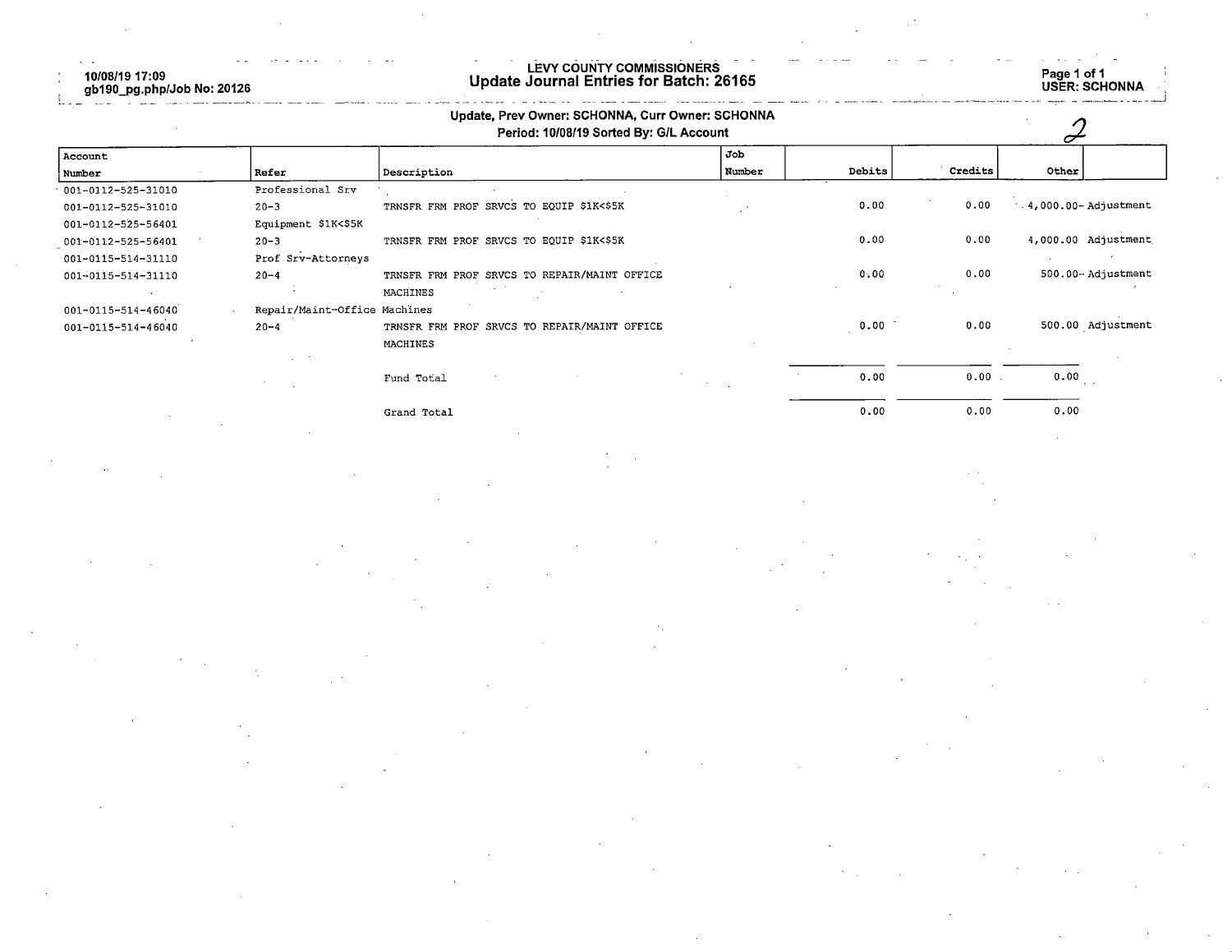10/08/19 17:09
gb190_pg.php/Job No: 20126

# LEVY COUNTY COMMISSIONERS

## Update Journal Entries for Batch: 26165

USER: SCHONNA

**Update, Prev Owner: SCHONNA, Curr Owner: SCHONNA**

**Period: 10/08/19 Sorted By: G/L Account**

2

| Account Number | Refer | Description | Job Number | Debits | Credits | Other | |
|---|---|---|---|---|---|---|---|
| 001-0112-525-31010 | Professional Srv | | | | | | |
| 001-0112-525-31010 | 20-3 | TRNSFR FRM PROF SRVCS TO EQUIP $1K<$5K | | 0.00 | 0.00 | 4,000.00- | Adjustment |
| 001-0112-525-56401 | Equipment $1K<$5K | | | | | | |
| 001-0112-525-56401 | 20-3 | TRNSFR FRM PROF SRVCS TO EQUIP $1K<$5K | | 0.00 | 0.00 | 4,000.00 | Adjustment |
| 001-0115-514-31110 | Prof Srv-Attorneys | | | | | | |
| 001-0115-514-31110 | 20-4 | TRNSFR FRM PROF SRVCS TO REPAIR/MAINT OFFICE MACHINES | | 0.00 | 0.00 | 500.00- | Adjustment |
| 001-0115-514-46040 | Repair/Maint-Office Machines | | | | | | |
| 001-0115-514-46040 | 20-4 | TRNSFR FRM PROF SRVCS TO REPAIR/MAINT OFFICE MACHINES | | 0.00 | 0.00 | 500.00 | Adjustment |
| | | Fund Total | | 0.00 | 0.00 | 0.00 | |
| | | Grand Total | | 0.00 | 0.00 | 0.00 | |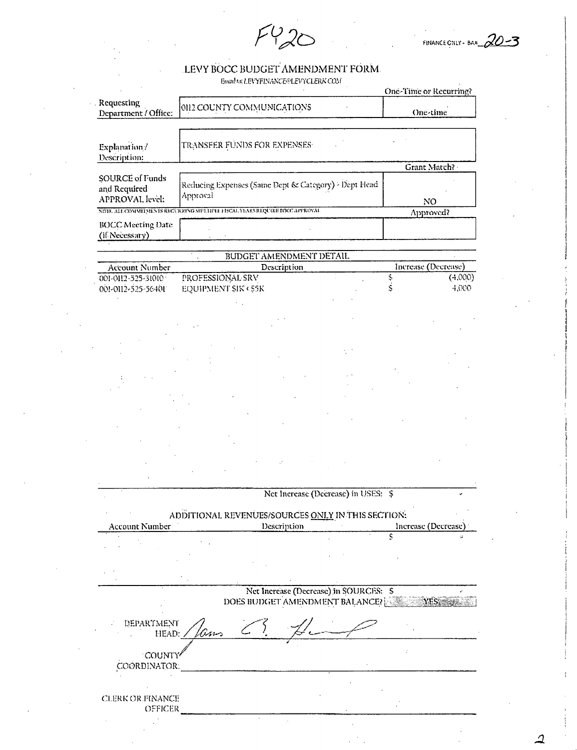FY20

FINANCE ONLY - BA# 20-3

# LEVY BOCC BUDGET AMENDMENT FORM

Email to: LEVYFINANCE@LEVYCLERK.COM

| | | One-Time or Recurring? |
|---|---|---|
| Requesting Department / Office: | 0112 COUNTY COMMUNICATIONS | One-time |
| Explanation / Description: | TRANSFER FUNDS FOR EXPENSES | |
| | | Grant Match? |
| SOURCE of Funds and Required APPROVAL level: | Reducing Expenses (Same Dept & Category) - Dept Head Approval | NO |

NOTE: ALL COMMITMENTS RECURRING MULTIPLE FISCAL YEARS REQUIRE BOCC APPROVAL

| | | Approved? |
|---|---|---|
| BOCC Meeting Date (if Necessary) | | |

## BUDGET AMENDMENT DETAIL

| Account Number | Description | Increase (Decrease) |
|---|---|---|
| 001-0112-525-31010 | PROFESSIONAL SRV | $ (4,000) |
| 001-0112-525-56401 | EQUIPMENT $1K < $5K | $ 4,000 |

Net Increase (Decrease) in USES: $ -

ADDITIONAL REVENUES/SOURCES ONLY IN THIS SECTION:

| Account Number | Description | Increase (Decrease) |
|---|---|---|
| | | $ - |

Net Increase (Decrease) in SOURCES: $ -

DOES BUDGET AMENDMENT BALANCE? YES

DEPARTMENT HEAD: [signature]

COUNTY COORDINATOR: ______________________

CLERK OR FINANCE OFFICER ______________________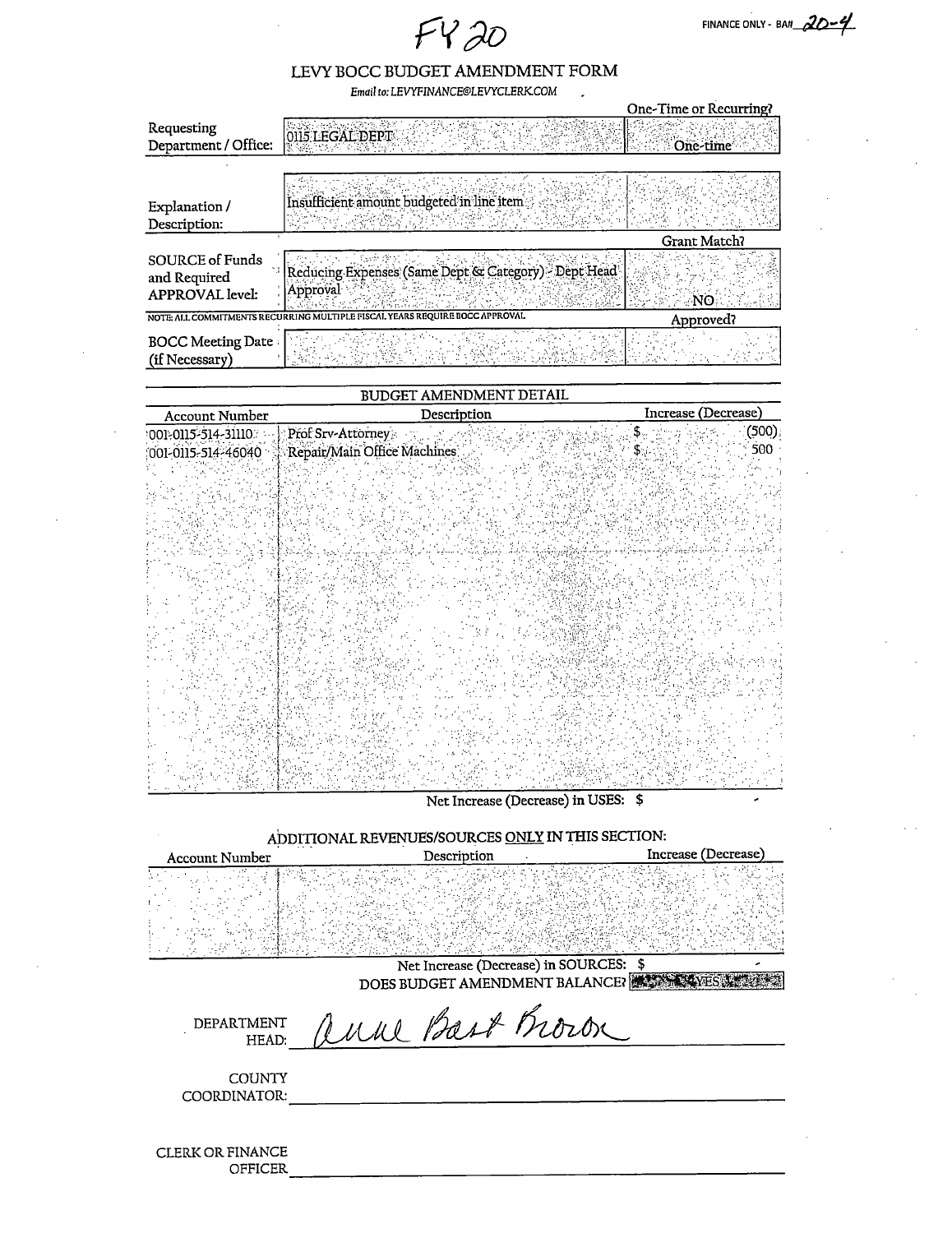FY 20

FINANCE ONLY - BA# 20-4

# LEVY BOCC BUDGET AMENDMENT FORM

*Email to: LEVYFINANCE@LEVYCLERK.COM*

| | | One-Time or Recurring? |
|---|---|---|
| Requesting Department / Office: | 0115 LEGAL DEPT | One-time |
| Explanation / Description: | Insufficient amount budgeted in line item | |
| | | Grant Match? |
| SOURCE of Funds and Required APPROVAL level: | Reducing Expenses (Same Dept & Category) - Dept Head Approval | NO |
| NOTE: ALL COMMITMENTS RECURRING MULTIPLE FISCAL YEARS REQUIRE BOCC APPROVAL | | Approved? |
| BOCC Meeting Date (if Necessary) | | |

## BUDGET AMENDMENT DETAIL

| Account Number | Description | Increase (Decrease) |
|---|---|---|
| 001-0115-514-31110 | Prof Srv-Attorney | $ (500) |
| 001-0115-514-46040 | Repair/Main Office Machines | $ 500 |

Net Increase (Decrease) in USES: $ -

## ADDITIONAL REVENUES/SOURCES ONLY IN THIS SECTION:

| Account Number | Description | Increase (Decrease) |
|---|---|---|
| | | |

Net Increase (Decrease) in SOURCES: $ -

DOES BUDGET AMENDMENT BALANCE? YES

DEPARTMENT HEAD: Anne Bast Brown

COUNTY COORDINATOR: 

CLERK OR FINANCE OFFICER: